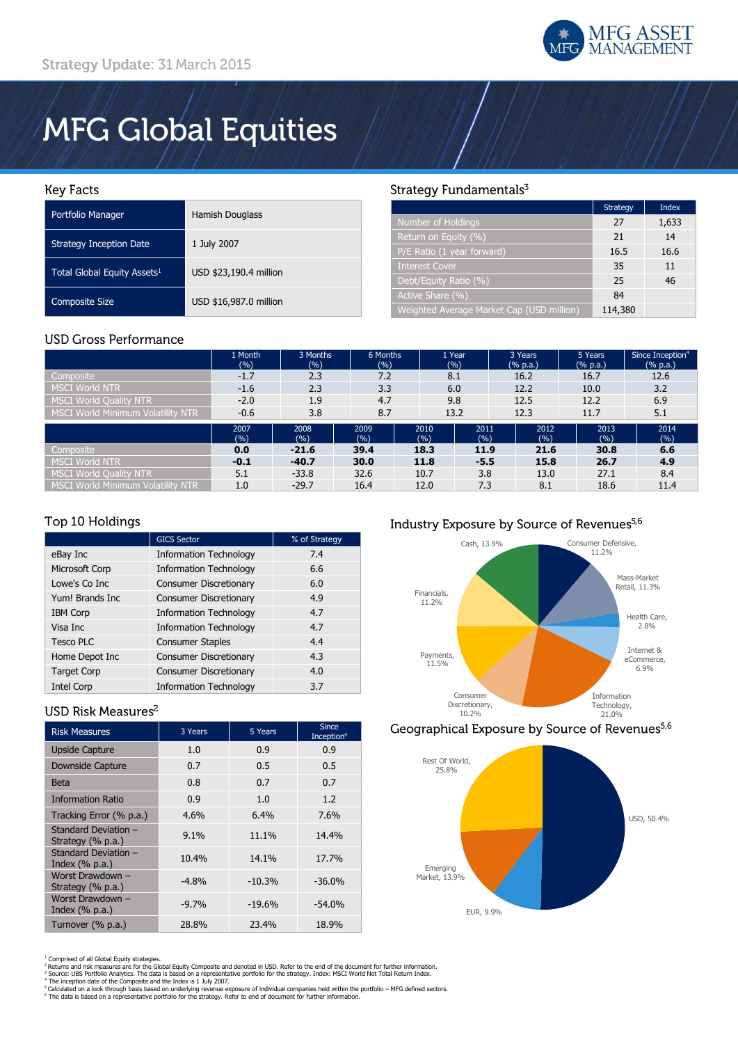Strategy Update: 31 March 2015

# MFG Global Equities

## Key Facts

| | |
|---|---|
| Portfolio Manager | Hamish Douglass |
| Strategy Inception Date | 1 July 2007 |
| Total Global Equity Assets[1] | USD $23,190.4 million |
| Composite Size | USD $16,987.0 million |

## Strategy Fundamentals[3]

| | Strategy | Index |
|---|---|---|
| Number of Holdings | 27 | 1,633 |
| Return on Equity (%) | 21 | 14 |
| P/E Ratio (1 year forward) | 16.5 | 16.6 |
| Interest Cover | 35 | 11 |
| Debt/Equity Ratio (%) | 25 | 46 |
| Active Share (%) | 84 | |
| Weighted Average Market Cap (USD million) | 114,380 | |

## USD Gross Performance

| | 1 Month (%) | 3 Months (%) | 6 Months (%) | 1 Year (%) | 3 Years (% p.a.) | 5 Years (% p.a.) | Since Inception[4] (% p.a.) |
|---|---|---|---|---|---|---|---|
| Composite | -1.7 | 2.3 | 7.2 | 8.1 | 16.2 | 16.7 | 12.6 |
| MSCI World NTR | -1.6 | 2.3 | 3.3 | 6.0 | 12.2 | 10.0 | 3.2 |
| MSCI World Quality NTR | -2.0 | 1.9 | 4.7 | 9.8 | 12.5 | 12.2 | 6.9 |
| MSCI World Minimum Volatility NTR | -0.6 | 3.8 | 8.7 | 13.2 | 12.3 | 11.7 | 5.1 |

| | 2007 (%) | 2008 (%) | 2009 (%) | 2010 (%) | 2011 (%) | 2012 (%) | 2013 (%) | 2014 (%) |
|---|---|---|---|---|---|---|---|---|
| Composite | **0.0** | **-21.6** | **39.4** | **18.3** | **11.9** | **21.6** | **30.8** | **6.6** |
| MSCI World NTR | **-0.1** | **-40.7** | **30.0** | **11.8** | **-5.5** | **15.8** | **26.7** | **4.9** |
| MSCI World Quality NTR | 5.1 | -33.8 | 32.6 | 10.7 | 3.8 | 13.0 | 27.1 | 8.4 |
| MSCI World Minimum Volatility NTR | 1.0 | -29.7 | 16.4 | 12.0 | 7.3 | 8.1 | 18.6 | 11.4 |

## Top 10 Holdings

| | GICS Sector | % of Strategy |
|---|---|---|
| eBay Inc | Information Technology | 7.4 |
| Microsoft Corp | Information Technology | 6.6 |
| Lowe's Co Inc | Consumer Discretionary | 6.0 |
| Yum! Brands Inc | Consumer Discretionary | 4.9 |
| IBM Corp | Information Technology | 4.7 |
| Visa Inc | Information Technology | 4.7 |
| Tesco PLC | Consumer Staples | 4.4 |
| Home Depot Inc | Consumer Discretionary | 4.3 |
| Target Corp | Consumer Discretionary | 4.0 |
| Intel Corp | Information Technology | 3.7 |

## USD Risk Measures[2]

| Risk Measures | 3 Years | 5 Years | Since Inception[4] |
|---|---|---|---|
| Upside Capture | 1.0 | 0.9 | 0.9 |
| Downside Capture | 0.7 | 0.5 | 0.5 |
| Beta | 0.8 | 0.7 | 0.7 |
| Information Ratio | 0.9 | 1.0 | 1.2 |
| Tracking Error (% p.a.) | 4.6% | 6.4% | 7.6% |
| Standard Deviation – Strategy (% p.a.) | 9.1% | 11.1% | 14.4% |
| Standard Deviation – Index (% p.a.) | 10.4% | 14.1% | 17.7% |
| Worst Drawdown – Strategy (% p.a.) | -4.8% | -10.3% | -36.0% |
| Worst Drawdown – Index (% p.a.) | -9.7% | -19.6% | -54.0% |
| Turnover (% p.a.) | 28.8% | 23.4% | 18.9% |

## Industry Exposure by Source of Revenues[5,6]

Cash, 13.9%; Consumer Defensive, 11.2%; Mass-Market Retail, 11.3%; Health Care, 2.8%; Internet & eCommerce, 6.9%; Information Technology, 21.0%; Consumer Discretionary, 10.2%; Payments, 11.5%; Financials, 11.2%

## Geographical Exposure by Source of Revenues[5,6]

USD, 50.4%; EUR, 9.9%; Emerging Market, 13.9%; Rest Of World, 25.8%

[1] Comprised of all Global Equity strategies.
[2] Returns and risk measures are for the Global Equity Composite and denoted in USD. Refer to the end of the document for further information.
[3] Source: UBS Portfolio Analytics. The data is based on a representative portfolio for the strategy. Index: MSCI World Net Total Return Index.
[4] The inception date of the Composite and the Index is 1 July 2007.
[5] Calculated on a look through basis based on underlying revenue exposure of individual companies held within the portfolio – MFG defined sectors.
[6] The data is based on a representative portfolio for the strategy. Refer to end of document for further information.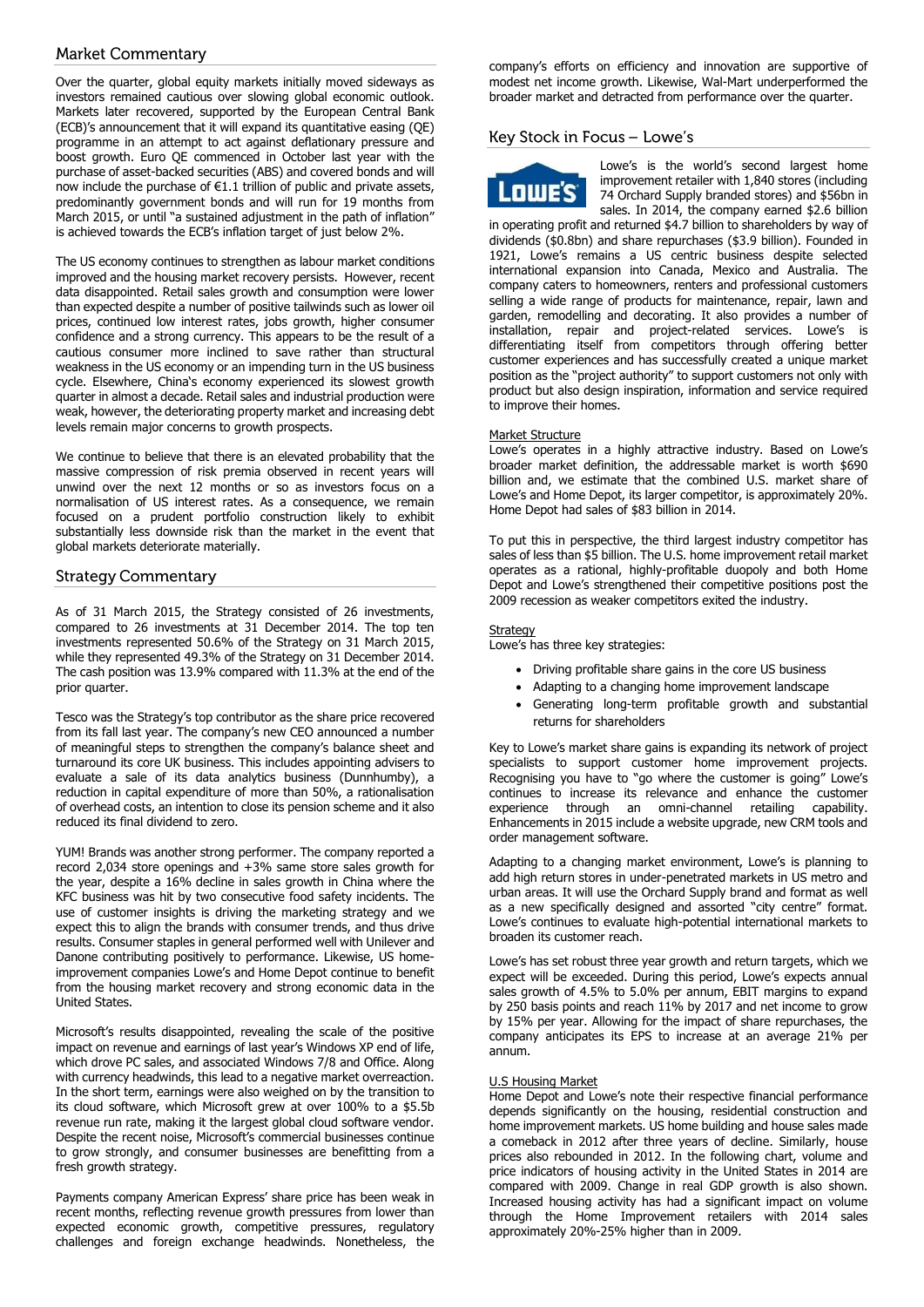## Market Commentary

Over the quarter, global equity markets initially moved sideways as investors remained cautious over slowing global economic outlook. Markets later recovered, supported by the European Central Bank (ECB)'s announcement that it will expand its quantitative easing (QE) programme in an attempt to act against deflationary pressure and boost growth. Euro QE commenced in October last year with the purchase of asset-backed securities (ABS) and covered bonds and will now include the purchase of €1.1 trillion of public and private assets, predominantly government bonds and will run for 19 months from March 2015, or until "a sustained adjustment in the path of inflation" is achieved towards the ECB's inflation target of just below 2%.

The US economy continues to strengthen as labour market conditions improved and the housing market recovery persists. However, recent data disappointed. Retail sales growth and consumption were lower than expected despite a number of positive tailwinds such as lower oil prices, continued low interest rates, jobs growth, higher consumer confidence and a strong currency. This appears to be the result of a cautious consumer more inclined to save rather than structural weakness in the US economy or an impending turn in the US business cycle. Elsewhere, China's economy experienced its slowest growth quarter in almost a decade. Retail sales and industrial production were weak, however, the deteriorating property market and increasing debt levels remain major concerns to growth prospects.

We continue to believe that there is an elevated probability that the massive compression of risk premia observed in recent years will unwind over the next 12 months or so as investors focus on a normalisation of US interest rates. As a consequence, we remain focused on a prudent portfolio construction likely to exhibit substantially less downside risk than the market in the event that global markets deteriorate materially.

## Strategy Commentary

As of 31 March 2015, the Strategy consisted of 26 investments, compared to 26 investments at 31 December 2014. The top ten investments represented 50.6% of the Strategy on 31 March 2015, while they represented 49.3% of the Strategy on 31 December 2014. The cash position was 13.9% compared with 11.3% at the end of the prior quarter.

Tesco was the Strategy's top contributor as the share price recovered from its fall last year. The company's new CEO announced a number of meaningful steps to strengthen the company's balance sheet and turnaround its core UK business. This includes appointing advisers to evaluate a sale of its data analytics business (Dunnhumby), a reduction in capital expenditure of more than 50%, a rationalisation of overhead costs, an intention to close its pension scheme and it also reduced its final dividend to zero.

YUM! Brands was another strong performer. The company reported a record 2,034 store openings and +3% same store sales growth for the year, despite a 16% decline in sales growth in China where the KFC business was hit by two consecutive food safety incidents. The use of customer insights is driving the marketing strategy and we expect this to align the brands with consumer trends, and thus drive results. Consumer staples in general performed well with Unilever and Danone contributing positively to performance. Likewise, US home-improvement companies Lowe's and Home Depot continue to benefit from the housing market recovery and strong economic data in the United States.

Microsoft's results disappointed, revealing the scale of the positive impact on revenue and earnings of last year's Windows XP end of life, which drove PC sales, and associated Windows 7/8 and Office. Along with currency headwinds, this lead to a negative market overreaction. In the short term, earnings were also weighed on by the transition to its cloud software, which Microsoft grew at over 100% to a $5.5b revenue run rate, making it the largest global cloud software vendor. Despite the recent noise, Microsoft's commercial businesses continue to grow strongly, and consumer businesses are benefitting from a fresh growth strategy.

Payments company American Express' share price has been weak in recent months, reflecting revenue growth pressures from lower than expected economic growth, competitive pressures, regulatory challenges and foreign exchange headwinds. Nonetheless, the company's efforts on efficiency and innovation are supportive of modest net income growth. Likewise, Wal-Mart underperformed the broader market and detracted from performance over the quarter.

## Key Stock in Focus – Lowe's

Lowe's is the world's second largest home improvement retailer with 1,840 stores (including 74 Orchard Supply branded stores) and $56bn in sales. In 2014, the company earned $2.6 billion in operating profit and returned $4.7 billion to shareholders by way of dividends ($0.8bn) and share repurchases ($3.9 billion). Founded in 1921, Lowe's remains a US centric business despite selected international expansion into Canada, Mexico and Australia. The company caters to homeowners, renters and professional customers selling a wide range of products for maintenance, repair, lawn and garden, remodelling and decorating. It also provides a number of installation, repair and project-related services. Lowe's is differentiating itself from competitors through offering better customer experiences and has successfully created a unique market position as the "project authority" to support customers not only with product but also design inspiration, information and service required to improve their homes.

### Market Structure

Lowe's operates in a highly attractive industry. Based on Lowe's broader market definition, the addressable market is worth $690 billion and, we estimate that the combined U.S. market share of Lowe's and Home Depot, its larger competitor, is approximately 20%. Home Depot has sales of $83 billion in 2014.

To put this in perspective, the third largest industry competitor has sales of less than $5 billion. The U.S. home improvement retail market operates as a rational, highly-profitable duopoly and both Home Depot and Lowe's strengthened their competitive positions post the 2009 recession as weaker competitors exited the industry.

### Strategy

Lowe's has three key strategies:

- Driving profitable share gains in the core US business
- Adapting to a changing home improvement landscape
- Generating long-term profitable growth and substantial returns for shareholders

Key to Lowe's market share gains is expanding its network of project specialists to support customer home improvement projects. Recognising you have to "go where the customer is going" Lowe's continues to increase its relevance and enhance the customer experience through an omni-channel retailing capability. Enhancements in 2015 include a website upgrade, new CRM tools and order management software.

Adapting to a changing market environment, Lowe's is planning to add high return stores in under-penetrated markets in US metro and urban areas. It will use the Orchard Supply brand and format as well as a new specifically designed and assorted "city centre" format. Lowe's continues to evaluate high-potential international markets to broaden its customer reach.

Lowe's has set robust three year growth and return targets, which we expect will be exceeded. During this period, Lowe's expects annual sales growth of 4.5% to 5.0% per annum, EBIT margins to expand by 250 basis points and reach 11% by 2017 and net income to grow by 15% per year. Allowing for the impact of share repurchases, the company anticipates its EPS to increase at an average 21% per annum.

### U.S Housing Market

Home Depot and Lowe's note their respective financial performance depends significantly on the housing, residential construction and home improvement markets. US home building and house sales made a comeback in 2012 after three years of decline. Similarly, house prices also rebounded in 2012. In the following chart, volume and price indicators of housing activity in the United States in 2014 are compared with 2009. Change in real GDP growth is also shown. Increased housing activity has had a significant impact on volume through the Home Improvement retailers with 2014 sales approximately 20%-25% higher than in 2009.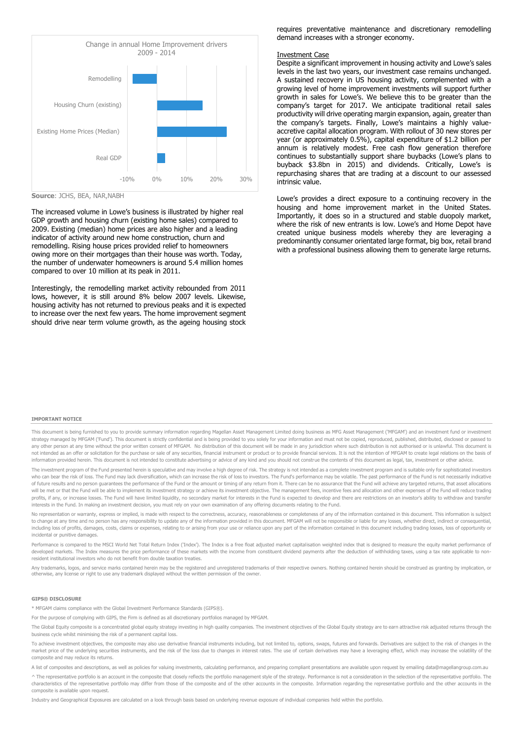Change in annual Home Improvement drivers
2009 - 2014

Remodelling
Housing Churn (existing)
Existing Home Prices (Median)
Real GDP

-10%
0%
10%
20%
30%

**Source**: JCHS, BEA, NAR,NABH

The increased volume in Lowe's business is illustrated by higher real GDP growth and housing churn (existing home sales) compared to 2009. Existing (median) home prices are also higher and a leading indicator of activity around new home construction, churn and remodelling. Rising house prices provided relief to homeowners owing more on their mortgages than their house was worth. Today, the number of underwater homeowners is around 5.4 million homes compared to over 10 million at its peak in 2011.

Interestingly, the remodelling market activity rebounded from 2011 lows, however, it is still around 8% below 2007 levels. Likewise, housing activity has not returned to previous peaks and it is expected to increase over the next few years. The home improvement segment should drive near term volume growth, as the ageing housing stock requires preventative maintenance and discretionary remodelling demand increases with a stronger economy.

## Investment Case

Despite a significant improvement in housing activity and Lowe's sales levels in the last two years, our investment case remains unchanged. A sustained recovery in US housing activity, complemented with a growing level of home improvement investments will support further growth in sales for Lowe's. We believe this to be greater than the company's target for 2017. We anticipate traditional retail sales productivity will drive operating margin expansion, again, greater than the company's targets. Finally, Lowe's maintains a highly value-accretive capital allocation program. With rollout of 30 new stores per year (or approximately 0.5%), capital expenditure of $1.2 billion per annum is relatively modest. Free cash flow generation therefore continues to substantially support share buybacks (Lowe's plans to buyback $3.8bn in 2015) and dividends. Critically, Lowe's is repurchasing shares that are trading at a discount to our assessed intrinsic value.

Lowe's provides a direct exposure to a continuing recovery in the housing and home improvement market in the United States. Importantly, it does so in a structured and stable duopoly market, where the risk of new entrants is low. Lowe's and Home Depot have created unique business models whereby they are leveraging a predominantly consumer orientated large format, big box, retail brand with a professional business allowing them to generate large returns.

**IMPORTANT NOTICE**

This document is being furnished to you to provide summary information regarding Magellan Asset Management Limited doing business as MFG Asset Management ('MFGAM') and an investment fund or investment strategy managed by MFGAM ('Fund'). This document is strictly confidential and is being provided to you solely for your information and must not be copied, reproduced, published, distributed, disclosed or passed to any other person at any time without the prior written consent of MFGAM. No distribution of this document will be made in any jurisdiction where such distribution is not authorised or is unlawful. This document is not intended as an offer or solicitation for the purchase or sale of any securities, financial instrument or product or to provide financial services. It is not the intention of MFGAM to create legal relations on the basis of information provided herein. This document is not intended to constitute advertising or advice of any kind and you should not construe the contents of this document as legal, tax, investment or other advice.

The investment program of the Fund presented herein is speculative and may involve a high degree of risk. The strategy is not intended as a complete investment program and is suitable only for sophisticated investors who can bear the risk of loss. The Fund may lack diversification, which can increase the risk of loss to investors. The Fund's performance may be volatile. The past performance of the Fund is not necessarily indicative of future results and no person guarantees the performance of the Fund or the amount or timing of any return from it. There can be no assurance that the Fund will achieve any targeted returns, that asset allocations will be met or that the Fund will be able to implement its investment strategy or achieve its investment objective. The management fees, incentive fees and allocation and other expenses of the Fund will reduce trading profits, if any, or increase losses. The Fund will have limited liquidity, no secondary market for interests in the Fund is expected to develop and there are restrictions on an investor's ability to withdraw and transfer interests in the Fund. In making an investment decision, you must rely on your own examination of any offering documents relating to the Fund.

No representation or warranty, express or implied, is made with respect to the correctness, accuracy, reasonableness or completeness of any of the information contained in this document. This information is subject to change at any time and no person has any responsibility to update any of the information provided in this document. MFGAM will not be responsible or liable for any losses, whether direct, indirect or consequential, including loss of profits, damages, costs, claims or expenses, relating to or arising from your use or reliance upon any part of the information contained in this document including trading losses, loss of opportunity or incidental or punitive damages.

Performance is compared to the MSCI World Net Total Return Index ('Index'). The Index is a free float adjusted market capitalisation weighted index that is designed to measure the equity market performance of developed markets. The Index measures the price performance of these markets with the income from constituent dividend payments after the deduction of withholding taxes, using a tax rate applicable to non-resident institutional investors who do not benefit from double taxation treaties.

Any trademarks, logos, and service marks contained herein may be the registered and unregistered trademarks of their respective owners. Nothing contained herein should be construed as granting by implication, or otherwise, any license or right to use any trademark displayed without the written permission of the owner.

**GIPS® DISCLOSURE**

* MFGAM claims compliance with the Global Investment Performance Standards (GIPS®).

For the purpose of complying with GIPS, the Firm is defined as all discretionary portfolios managed by MFGAM.

The Global Equity composite is a concentrated global equity strategy investing in high quality companies. The investment objectives of the Global Equity strategy are to earn attractive risk adjusted returns through the business cycle whilst minimising the risk of a permanent capital loss.

To achieve investment objectives, the composite may also use derivative financial instruments including, but not limited to, options, swaps, futures and forwards. Derivatives are subject to the risk of changes in the market price of the underlying securities instruments, and the risk of the loss due to changes in interest rates. The use of certain derivatives may have a leveraging effect, which may increase the volatility of the composite and may reduce its returns.

A list of composites and descriptions, as well as policies for valuing investments, calculating performance, and preparing compliant presentations are available upon request by emailing data@magellangroup.com.au

^ The representative portfolio is an account in the composite that closely reflects the portfolio management style of the strategy. Performance is not a consideration in the selection of the representative portfolio. The characteristics of the representative portfolio may differ from those of the composite and of the other accounts in the composite. Information regarding the representative portfolio and the other accounts in the composite is available upon request.

Industry and Geographical Exposures are calculated on a look through basis based on underlying revenue exposure of individual companies held within the portfolio.